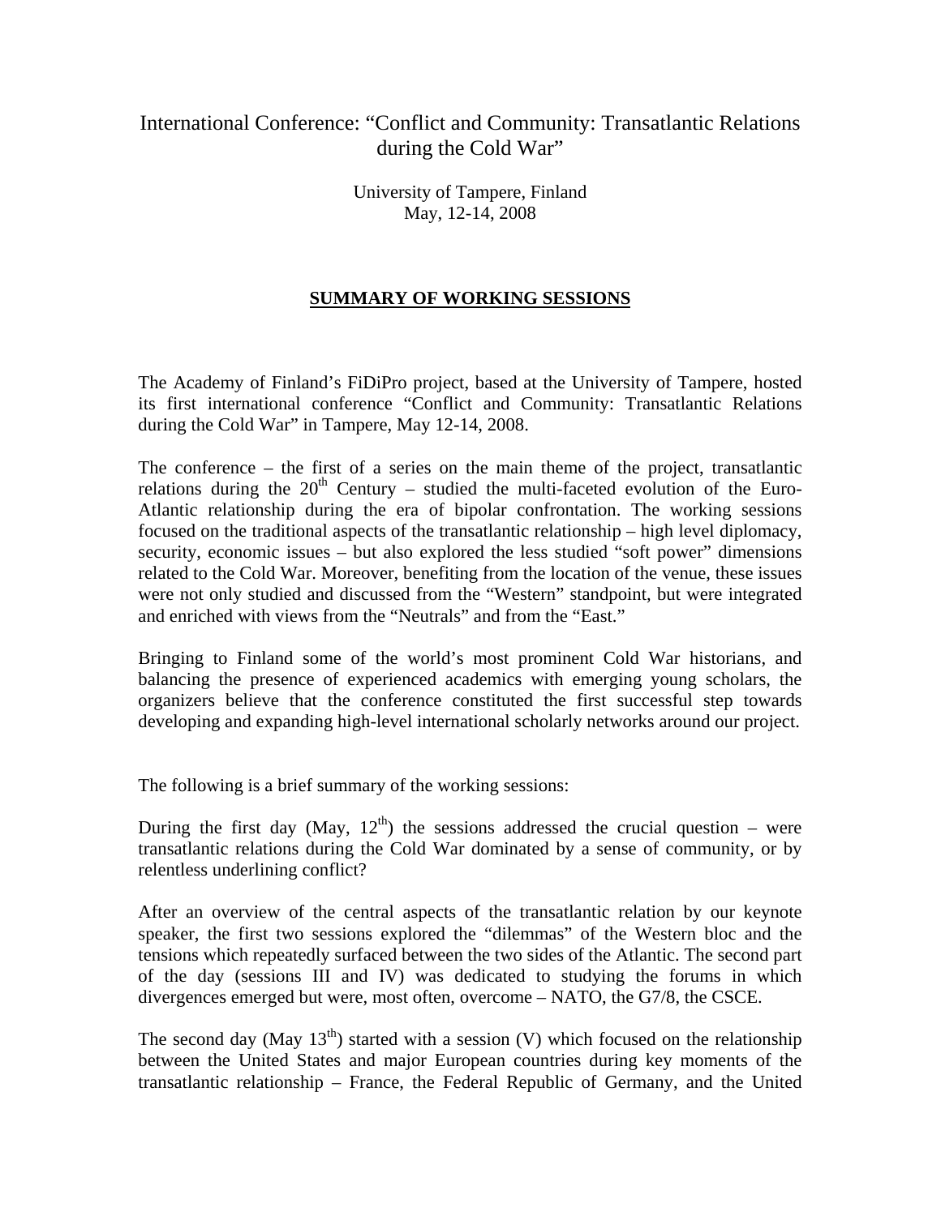# International Conference: "Conflict and Community: Transatlantic Relations during the Cold War"

University of Tampere, Finland
May, 12-14, 2008

## SUMMARY OF WORKING SESSIONS

The Academy of Finland's FiDiPro project, based at the University of Tampere, hosted its first international conference "Conflict and Community: Transatlantic Relations during the Cold War" in Tampere, May 12-14, 2008.

The conference – the first of a series on the main theme of the project, transatlantic relations during the 20th Century – studied the multi-faceted evolution of the Euro-Atlantic relationship during the era of bipolar confrontation. The working sessions focused on the traditional aspects of the transatlantic relationship – high level diplomacy, security, economic issues – but also explored the less studied "soft power" dimensions related to the Cold War. Moreover, benefiting from the location of the venue, these issues were not only studied and discussed from the "Western" standpoint, but were integrated and enriched with views from the "Neutrals" and from the "East."

Bringing to Finland some of the world's most prominent Cold War historians, and balancing the presence of experienced academics with emerging young scholars, the organizers believe that the conference constituted the first successful step towards developing and expanding high-level international scholarly networks around our project.

The following is a brief summary of the working sessions:

During the first day (May, 12th) the sessions addressed the crucial question – were transatlantic relations during the Cold War dominated by a sense of community, or by relentless underlining conflict?

After an overview of the central aspects of the transatlantic relation by our keynote speaker, the first two sessions explored the "dilemmas" of the Western bloc and the tensions which repeatedly surfaced between the two sides of the Atlantic. The second part of the day (sessions III and IV) was dedicated to studying the forums in which divergences emerged but were, most often, overcome – NATO, the G7/8, the CSCE.

The second day (May 13th) started with a session (V) which focused on the relationship between the United States and major European countries during key moments of the transatlantic relationship – France, the Federal Republic of Germany, and the United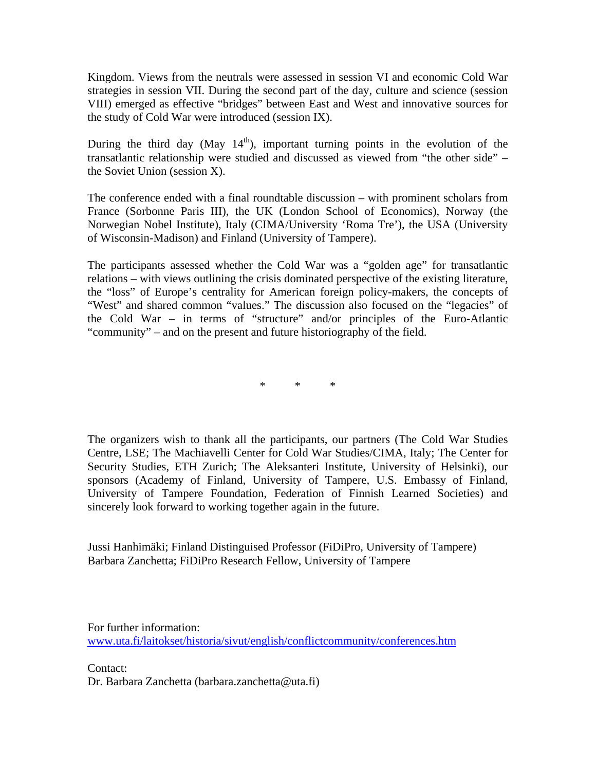Kingdom. Views from the neutrals were assessed in session VI and economic Cold War strategies in session VII. During the second part of the day, culture and science (session VIII) emerged as effective “bridges” between East and West and innovative sources for the study of Cold War were introduced (session IX).

During the third day (May 14th), important turning points in the evolution of the transatlantic relationship were studied and discussed as viewed from “the other side” – the Soviet Union (session X).

The conference ended with a final roundtable discussion – with prominent scholars from France (Sorbonne Paris III), the UK (London School of Economics), Norway (the Norwegian Nobel Institute), Italy (CIMA/University ‘Roma Tre’), the USA (University of Wisconsin-Madison) and Finland (University of Tampere).

The participants assessed whether the Cold War was a “golden age” for transatlantic relations – with views outlining the crisis dominated perspective of the existing literature, the “loss” of Europe’s centrality for American foreign policy-makers, the concepts of “West” and shared common “values.” The discussion also focused on the “legacies” of the Cold War – in terms of “structure” and/or principles of the Euro-Atlantic “community” – and on the present and future historiography of the field.

\* \* \*

The organizers wish to thank all the participants, our partners (The Cold War Studies Centre, LSE; The Machiavelli Center for Cold War Studies/CIMA, Italy; The Center for Security Studies, ETH Zurich; The Aleksanteri Institute, University of Helsinki), our sponsors (Academy of Finland, University of Tampere, U.S. Embassy of Finland, University of Tampere Foundation, Federation of Finnish Learned Societies) and sincerely look forward to working together again in the future.

Jussi Hanhimäki; Finland Distinguised Professor (FiDiPro, University of Tampere)
Barbara Zanchetta; FiDiPro Research Fellow, University of Tampere

For further information:
www.uta.fi/laitokset/historia/sivut/english/conflictcommunity/conferences.htm

Contact:
Dr. Barbara Zanchetta (barbara.zanchetta@uta.fi)